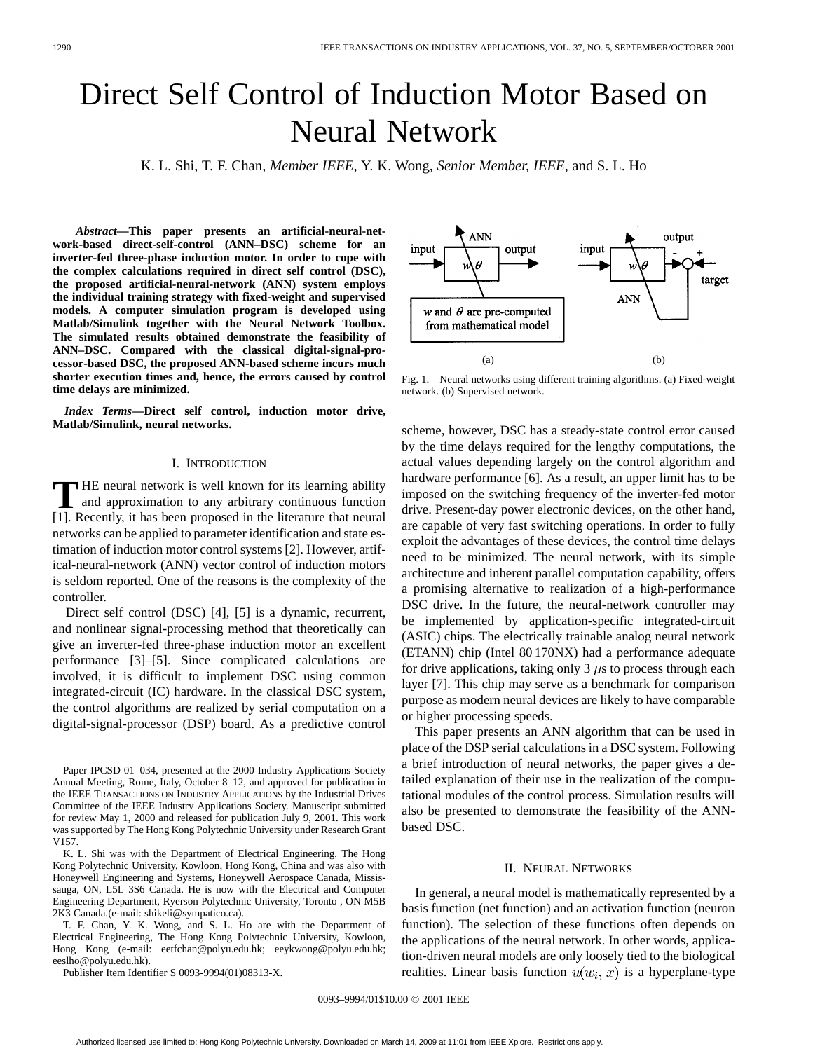# Direct Self Control of Induction Motor Based on Neural Network

K. L. Shi, T. F. Chan, *Member IEEE*, Y. K. Wong, *Senior Member, IEEE*, and S. L. Ho

***Abstract*—This paper presents an artificial-neural-network-based direct-self-control (ANN–DSC) scheme for an inverter-fed three-phase induction motor. In order to cope with the complex calculations required in direct self control (DSC), the proposed artificial-neural-network (ANN) system employs the individual training strategy with fixed-weight and supervised models. A computer simulation program is developed using Matlab/Simulink together with the Neural Network Toolbox. The simulated results obtained demonstrate the feasibility of ANN–DSC. Compared with the classical digital-signal-processor-based DSC, the proposed ANN-based scheme incurs much shorter execution times and, hence, the errors caused by control time delays are minimized.**

***Index Terms*—Direct self control, induction motor drive, Matlab/Simulink, neural networks.**

## I. Introduction

The neural network is well known for its learning ability and approximation to any arbitrary continuous function [1]. Recently, it has been proposed in the literature that neural networks can be applied to parameter identification and state estimation of induction motor control systems [2]. However, artificial-neural-network (ANN) vector control of induction motors is seldom reported. One of the reasons is the complexity of the controller.

Direct self control (DSC) [4], [5] is a dynamic, recurrent, and nonlinear signal-processing method that theoretically can give an inverter-fed three-phase induction motor an excellent performance [3]–[5]. Since complicated calculations are involved, it is difficult to implement DSC using common integrated-circuit (IC) hardware. In the classical DSC system, the control algorithms are realized by serial computation on a digital-signal-processor (DSP) board. As a predictive control scheme, however, DSC has a steady-state control error caused by the time delays required for the lengthy computations, the actual values depending largely on the control algorithm and hardware performance [6]. As a result, an upper limit has to be imposed on the switching frequency of the inverter-fed motor drive. Present-day power electronic devices, on the other hand, are capable of very fast switching operations. In order to fully exploit the advantages of these devices, the control time delays need to be minimized. The neural network, with its simple architecture and inherent parallel computation capability, offers a promising alternative to realization of a high-performance DSC drive. In the future, the neural-network controller may be implemented by application-specific integrated-circuit (ASIC) chips. The electrically trainable analog neural network (ETANN) chip (Intel 80 170NX) had a performance adequate for drive applications, taking only 3 $\mu$s to process through each layer [7]. This chip may serve as a benchmark for comparison purpose as modern neural devices are likely to have comparable or higher processing speeds.

This paper presents an ANN algorithm that can be used in place of the DSP serial calculations in a DSC system. Following a brief introduction of neural networks, the paper gives a detailed explanation of their use in the realization of the computational modules of the control process. Simulation results will also be presented to demonstrate the feasibility of the ANN-based DSC.

Fig. 1. Neural networks using different training algorithms. (a) Fixed-weight network. (b) Supervised network.

## II. Neural Networks

In general, a neural model is mathematically represented by a basis function (net function) and an activation function (neuron function). The selection of these functions often depends on the applications of the neural network. In other words, application-driven neural models are only loosely tied to the biological realities. Linear basis function $u(w_i, x)$ is a hyperplane-type

---

Paper IPCSD 01–034, presented at the 2000 Industry Applications Society Annual Meeting, Rome, Italy, October 8–12, and approved for publication in the IEEE Transactions on Industry Applications by the Industrial Drives Committee of the IEEE Industry Applications Society. Manuscript submitted for review May 1, 2000 and released for publication July 9, 2001. This work was supported by The Hong Kong Polytechnic University under Research Grant V157.

K. L. Shi was with the Department of Electrical Engineering, The Hong Kong Polytechnic University, Kowloon, Hong Kong, China and was also with Honeywell Engineering and Systems, Honeywell Aerospace Canada, Mississauga, ON, L5L 3S6 Canada. He is now with the Electrical and Computer Engineering Department, Ryerson Polytechnic University, Toronto , ON M5B 2K3 Canada.(e-mail: shikeli@sympatico.ca).

T. F. Chan, Y. K. Wong, and S. L. Ho are with the Department of Electrical Engineering, The Hong Kong Polytechnic University, Kowloon, Hong Kong (e-mail: eetfchan@polyu.edu.hk; eeykwong@polyu.edu.hk; eeslho@polyu.edu.hk).

Publisher Item Identifier S 0093-9994(01)08313-X.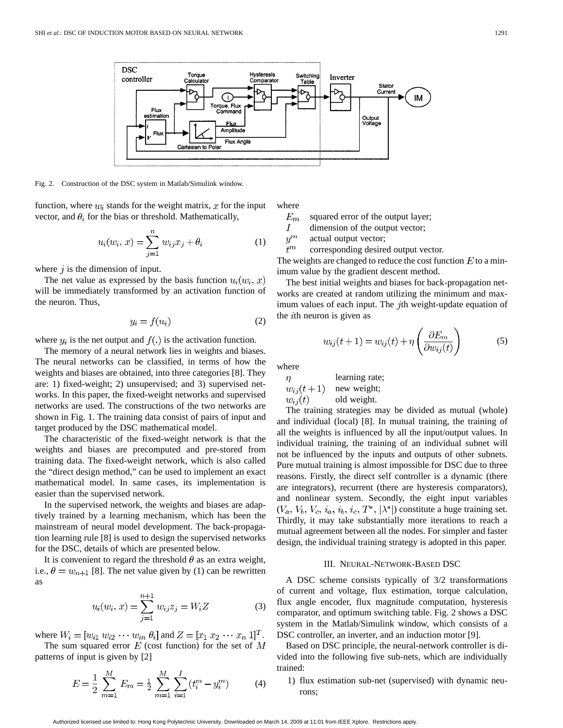Fig. 2. Construction of the DSC system in Matlab/Simulink window.

function, where $w_i$ stands for the weight matrix, $x$ for the input vector, and $\theta_i$ for the bias or threshold. Mathematically,

$$u_i(w_i, x) = \sum_{j=1}^{n} w_{ij} x_j + \theta_i \tag{1}$$

where $j$ is the dimension of input.

The net value as expressed by the basis function $u_i(w_i, x)$ will be immediately transformed by an activation function of the neuron. Thus,

$$y_i = f(u_i) \tag{2}$$

where $y_i$ is the net output and $f(.)$ is the activation function.

The memory of a neural network lies in weights and biases. The neural networks can be classified, in terms of how the weights and biases are obtained, into three categories [8]. They are: 1) fixed-weight; 2) unsupervised; and 3) supervised networks. In this paper, the fixed-weight networks and supervised networks are used. The constructions of the two networks are shown in Fig. 1. The training data consist of pairs of input and target produced by the DSC mathematical model.

The characteristic of the fixed-weight network is that the weights and biases are precomputed and pre-stored from training data. The fixed-weight network, which is also called the "direct design method," can be used to implement an exact mathematical model. In same cases, its implementation is easier than the supervised network.

In the supervised network, the weights and biases are adaptively trained by a learning mechanism, which has been the mainstream of neural model development. The back-propagation learning rule [8] is used to design the supervised networks for the DSC, details of which are presented below.

It is convenient to regard the threshold $\theta$ as an extra weight, i.e., $\theta = w_{n+1}$ [8]. The net value given by (1) can be rewritten as

$$u_i(w_i, x) = \sum_{j=1}^{n+1} w_{ij} z_j = W_i Z \tag{3}$$

where $W_i = [w_{i1}\ w_{i2}\ \cdots\ w_{in}\ \theta_i]$ and $Z = [x_1\ x_2\ \cdots\ x_n\ 1]^T$.

The sum squared error $E$ (cost function) for the set of $M$ patterns of input is given by [2]

$$E = \frac{1}{2} \sum_{m=1}^{M} E_m = \frac{1}{2} \sum_{m=1}^{M} \sum_{i=1}^{I} (t_i^m - y_i^m) \tag{4}$$

where

- $E_m$ squared error of the output layer;
- $I$ dimension of the output vector;
- $y^m$ actual output vector;
- $t^m$ corresponding desired output vector.

The weights are changed to reduce the cost function $E$ to a minimum value by the gradient descent method.

The best initial weights and biases for back-propagation networks are created at random utilizing the minimum and maximum values of each input. The $j$th weight-update equation of the $i$th neuron is given as

$$w_{ij}(t+1) = w_{ij}(t) + \eta \left( \frac{\partial E_m}{\partial w_{ij}(t)} \right) \tag{5}$$

where

- $\eta$ learning rate;
- $w_{ij}(t+1)$ new weight;
- $w_{ij}(t)$ old weight.

The training strategies may be divided as mutual (whole) and individual (local) [8]. In mutual training, the training of all the weights is influenced by all the input/output values. In individual training, the training of an individual subnet will not be influenced by the inputs and outputs of other subnets. Pure mutual training is almost impossible for DSC due to three reasons. Firstly, the direct self controller is a dynamic (there are integrators), recurrent (there are hysteresis comparators), and nonlinear system. Secondly, the eight input variables ($V_a$, $V_b$, $V_c$, $i_a$, $i_b$, $i_c$, $T^*$, $|\lambda^*|$) constitute a huge training set. Thirdly, it may take substantially more iterations to reach a mutual agreement between all the nodes. For simpler and faster design, the individual training strategy is adopted in this paper.

## III. Neural-Network-Based DSC

A DSC scheme consists typically of 3/2 transformations of current and voltage, flux estimation, torque calculation, flux angle encoder, flux magnitude computation, hysteresis comparator, and optimum switching table. Fig. 2 shows a DSC system in the Matlab/Simulink window, which consists of a DSC controller, an inverter, and an induction motor [9].

Based on DSC principle, the neural-network controller is divided into the following five sub-nets, which are individually trained:

1) flux estimation sub-net (supervised) with dynamic neurons;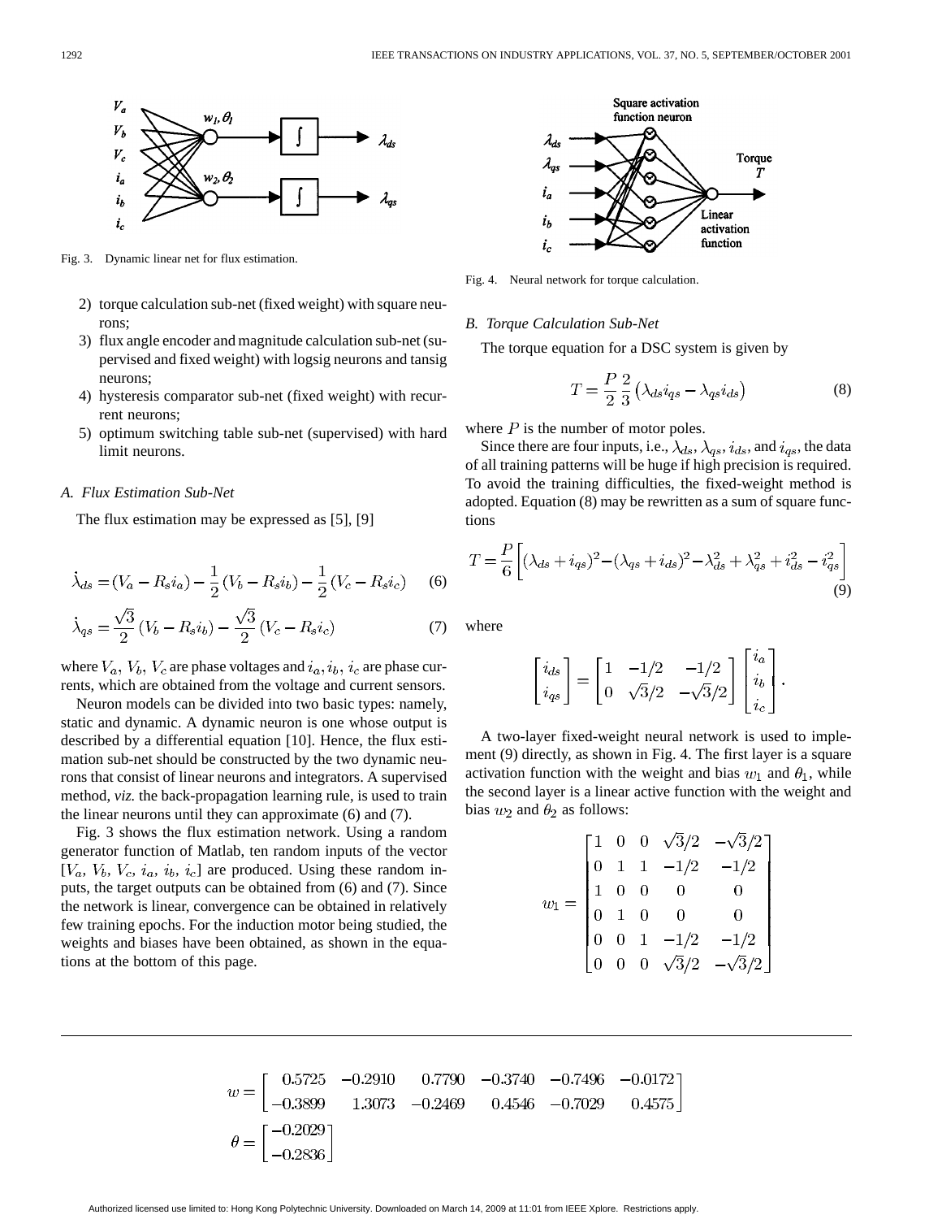Fig. 3. Dynamic linear net for flux estimation.

Fig. 4. Neural network for torque calculation.

2) torque calculation sub-net (fixed weight) with square neurons;
3) flux angle encoder and magnitude calculation sub-net (supervised and fixed weight) with logsig neurons and tansig neurons;
4) hysteresis comparator sub-net (fixed weight) with recurrent neurons;
5) optimum switching table sub-net (supervised) with hard limit neurons.

### A. Flux Estimation Sub-Net

The flux estimation may be expressed as [5], [9]

$$\dot{\lambda}_{ds} = (V_a - R_s i_a) - \frac{1}{2}(V_b - R_s i_b) - \frac{1}{2}(V_c - R_s i_c) \quad (6)$$

$$\dot{\lambda}_{qs} = \frac{\sqrt{3}}{2}(V_b - R_s i_b) - \frac{\sqrt{3}}{2}(V_c - R_s i_c) \quad (7)$$

where $V_a$, $V_b$, $V_c$ are phase voltages and $i_a, i_b$, $i_c$ are phase currents, which are obtained from the voltage and current sensors.

Neuron models can be divided into two basic types: namely, static and dynamic. A dynamic neuron is one whose output is described by a differential equation [10]. Hence, the flux estimation sub-net should be constructed by the two dynamic neurons that consist of linear neurons and integrators. A supervised method, *viz.* the back-propagation learning rule, is used to train the linear neurons until they can approximate (6) and (7).

Fig. 3 shows the flux estimation network. Using a random generator function of Matlab, ten random inputs of the vector $[V_a,\ V_b,\ V_c,\ i_a,\ i_b,\ i_c]$ are produced. Using these random inputs, the target outputs can be obtained from (6) and (7). Since the network is linear, convergence can be obtained in relatively few training epochs. For the induction motor being studied, the weights and biases have been obtained, as shown in the equations at the bottom of this page.

### B. Torque Calculation Sub-Net

The torque equation for a DSC system is given by

$$T = \frac{P}{2}\frac{2}{3}\left(\lambda_{ds} i_{qs} - \lambda_{qs} i_{ds}\right) \quad (8)$$

where $P$ is the number of motor poles.

Since there are four inputs, i.e., $\lambda_{ds}$, $\lambda_{qs}$, $i_{ds}$, and $i_{qs}$, the data of all training patterns will be huge if high precision is required. To avoid the training difficulties, the fixed-weight method is adopted. Equation (8) may be rewritten as a sum of square functions

$$T = \frac{P}{6}\left[(\lambda_{ds} + i_{qs})^2 - (\lambda_{qs} + i_{ds})^2 - \lambda_{ds}^2 + \lambda_{qs}^2 + i_{ds}^2 - i_{qs}^2\right] \quad (9)$$

where

$$\begin{bmatrix} i_{ds} \\ i_{qs} \end{bmatrix} = \begin{bmatrix} 1 & -1/2 & -1/2 \\ 0 & \sqrt{3}/2 & -\sqrt{3}/2 \end{bmatrix} \begin{bmatrix} i_a \\ i_b \\ i_c \end{bmatrix}.$$

A two-layer fixed-weight neural network is used to implement (9) directly, as shown in Fig. 4. The first layer is a square activation function with the weight and bias $w_1$ and $\theta_1$, while the second layer is a linear active function with the weight and bias $w_2$ and $\theta_2$ as follows:

$$w_1 = \begin{bmatrix} 1 & 0 & 0 & \sqrt{3}/2 & -\sqrt{3}/2 \\ 0 & 1 & 1 & -1/2 & -1/2 \\ 1 & 0 & 0 & 0 & 0 \\ 0 & 1 & 0 & 0 & 0 \\ 0 & 0 & 1 & -1/2 & -1/2 \\ 0 & 0 & 0 & \sqrt{3}/2 & -\sqrt{3}/2 \end{bmatrix}$$

---

$$w = \begin{bmatrix} 0.5725 & -0.2910 & 0.7790 & -0.3740 & -0.7496 & -0.0172 \\ -0.3899 & 1.3073 & -0.2469 & 0.4546 & -0.7029 & 0.4575 \end{bmatrix}$$

$$\theta = \begin{bmatrix} -0.2029 \\ -0.2836 \end{bmatrix}$$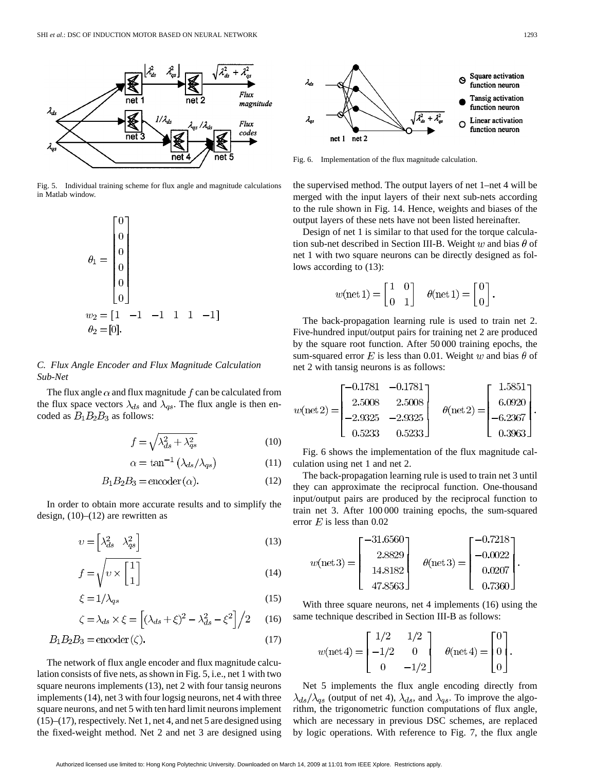Fig. 5. Individual training scheme for flux angle and magnitude calculations in Matlab window.

$$\theta_1 = \begin{bmatrix} 0 \\ 0 \\ 0 \\ 0 \\ 0 \\ 0 \end{bmatrix}$$

$$w_2 = [1 \quad -1 \quad -1 \quad 1 \quad 1 \quad -1]$$

$$\theta_2 = [0].$$

### C. Flux Angle Encoder and Flux Magnitude Calculation Sub-Net

The flux angle $\alpha$ and flux magnitude $f$ can be calculated from the flux space vectors $\lambda_{ds}$ and $\lambda_{qs}$. The flux angle is then encoded as $B_1B_2B_3$ as follows:

$$f = \sqrt{\lambda_{ds}^2 + \lambda_{qs}^2} \tag{10}$$

$$\alpha = \tan^{-1}(\lambda_{ds}/\lambda_{qs}) \tag{11}$$

$$B_1B_2B_3 = \text{encoder}(\alpha). \tag{12}$$

In order to obtain more accurate results and to simplify the design, (10)–(12) are rewritten as

$$\upsilon = \begin{bmatrix} \lambda_{ds}^2 & \lambda_{qs}^2 \end{bmatrix} \tag{13}$$

$$f = \sqrt{\upsilon \times \begin{bmatrix} 1 \\ 1 \end{bmatrix}} \tag{14}$$

$$\xi = 1/\lambda_{qs} \tag{15}$$

$$\zeta = \lambda_{ds} \times \xi = \left[(\lambda_{ds} + \xi)^2 - \lambda_{ds}^2 - \xi^2\right]\Big/2 \tag{16}$$

$$B_1B_2B_3 = \text{encoder}(\zeta). \tag{17}$$

The network of flux angle encoder and flux magnitude calculation consists of five nets, as shown in Fig. 5, i.e., net 1 with two square neurons implements (13), net 2 with four tansig neurons implements (14), net 3 with four logsig neurons, net 4 with three square neurons, and net 5 with ten hard limit neurons implement (15)–(17), respectively. Net 1, net 4, and net 5 are designed using the fixed-weight method. Net 2 and net 3 are designed using the supervised method. The output layers of net 1–net 4 will be merged with the input layers of their next sub-nets according to the rule shown in Fig. 14. Hence, weights and biases of the output layers of these nets have not been listed hereinafter.

Fig. 6. Implementation of the flux magnitude calculation.

Design of net 1 is similar to that used for the torque calculation sub-net described in Section III-B. Weight $w$ and bias $\theta$ of net 1 with two square neurons can be directly designed as follows according to (13):

$$w(\text{net }1) = \begin{bmatrix} 1 & 0 \\ 0 & 1 \end{bmatrix} \quad \theta(\text{net }1) = \begin{bmatrix} 0 \\ 0 \end{bmatrix}.$$

The back-propagation learning rule is used to train net 2. Five-hundred input/output pairs for training net 2 are produced by the square root function. After 50 000 training epochs, the sum-squared error $E$ is less than 0.01. Weight $w$ and bias $\theta$ of net 2 with tansig neurons is as follows:

$$w(\text{net }2) = \begin{bmatrix} -0.1781 & -0.1781 \\ 2.5008 & 2.5008 \\ -2.9325 & -2.9325 \\ 0.5233 & 0.5233 \end{bmatrix} \quad \theta(\text{net }2) = \begin{bmatrix} 1.5851 \\ 6.0920 \\ -6.2367 \\ 0.3963 \end{bmatrix}.$$

Fig. 6 shows the implementation of the flux magnitude calculation using net 1 and net 2.

The back-propagation learning rule is used to train net 3 until they can approximate the reciprocal function. One-thousand input/output pairs are produced by the reciprocal function to train net 3. After 100 000 training epochs, the sum-squared error $E$ is less than 0.02

$$w(\text{net }3) = \begin{bmatrix} -31.6560 \\ 2.8829 \\ 14.8182 \\ 47.8563 \end{bmatrix} \quad \theta(\text{net }3) = \begin{bmatrix} -0.7218 \\ -0.0022 \\ 0.0207 \\ 0.7360 \end{bmatrix}.$$

With three square neurons, net 4 implements (16) using the same technique described in Section III-B as follows:

$$w(\text{net }4) = \begin{bmatrix} 1/2 & 1/2 \\ -1/2 & 0 \\ 0 & -1/2 \end{bmatrix} \quad \theta(\text{net }4) = \begin{bmatrix} 0 \\ 0 \\ 0 \end{bmatrix}.$$

Net 5 implements the flux angle encoding directly from $\lambda_{ds}/\lambda_{qs}$ (output of net 4), $\lambda_{ds}$, and $\lambda_{qs}$. To improve the algorithm, the trigonometric function computations of flux angle, which are necessary in previous DSC schemes, are replaced by logic operations. With reference to Fig. 7, the flux angle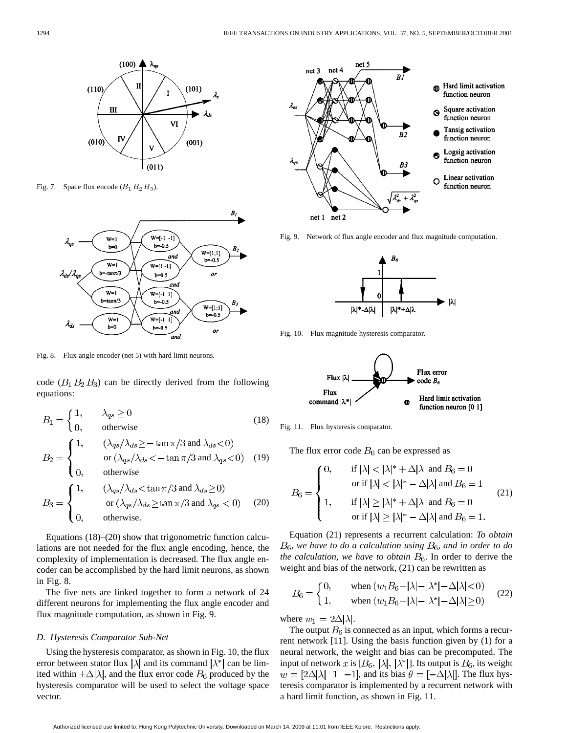Fig. 7. Space flux encode ($B_1 B_2 B_3$).

Fig. 8. Flux angle encoder (net 5) with hard limit neurons.

code ($B_1 B_2 B_3$) can be directly derived from the following equations:

$$B_1 = \begin{cases} 1, & \lambda_{qs} \geq 0 \\ 0, & \text{otherwise} \end{cases} \tag{18}$$

$$B_2 = \begin{cases} 1, & (\lambda_{qs}/\lambda_{ds} \geq -\tan\pi/3 \text{ and } \lambda_{ds} < 0) \\ & \text{or } (\lambda_{qs}/\lambda_{ds} < -\tan\pi/3 \text{ and } \lambda_{qs} < 0) \\ 0, & \text{otherwise} \end{cases} \tag{19}$$

$$B_3 = \begin{cases} 1, & (\lambda_{qs}/\lambda_{ds} < \tan\pi/3 \text{ and } \lambda_{ds} \geq 0) \\ & \text{or } (\lambda_{qs}/\lambda_{ds} \geq \tan\pi/3 \text{ and } \lambda_{qs} < 0) \\ 0, & \text{otherwise.} \end{cases} \tag{20}$$

Equations (18)–(20) show that trigonometric function calculations are not needed for the flux angle encoding, hence, the complexity of implementation is decreased. The flux angle encoder can be accomplished by the hard limit neurons, as shown in Fig. 8.

The five nets are linked together to form a network of 24 different neurons for implementing the flux angle encoder and flux magnitude computation, as shown in Fig. 9.

### D. Hysteresis Comparator Sub-Net

Using the hysteresis comparator, as shown in Fig. 10, the flux error between stator flux $|\lambda|$ and its command $|\lambda^*|$ can be limited within $\pm\Delta|\lambda|$, and the flux error code $B_6$ produced by the hysteresis comparator will be used to select the voltage space vector.

Fig. 9. Network of flux angle encoder and flux magnitude computation.

Fig. 10. Flux magnitude hysteresis comparator.

Fig. 11. Flux hysteresis comparator.

The flux error code $B_6$ can be expressed as

$$B_6 = \begin{cases} 0, & \text{if } |\lambda| < |\lambda|^* + \Delta|\lambda| \text{ and } B_6 = 0 \\ & \text{or if } |\lambda| < |\lambda|^* - \Delta|\lambda| \text{ and } B_6 = 1 \\ 1, & \text{if } |\lambda| \geq |\lambda|^* + \Delta|\lambda| \text{ and } B_6 = 0 \\ & \text{or if } |\lambda| \geq |\lambda|^* - \Delta|\lambda| \text{ and } B_6 = 1. \end{cases} \tag{21}$$

Equation (21) represents a recurrent calculation: *To obtain $B_6$, we have to do a calculation using $B_6$, and in order to do the calculation, we have to obtain $B_6$*. In order to derive the weight and bias of the network, (21) can be rewritten as

$$B_6 = \begin{cases} 0, & \text{when } (w_1 B_6 + |\lambda| - |\lambda^*| - \Delta|\lambda| < 0) \\ 1, & \text{when } (w_1 B_6 + |\lambda| - |\lambda^*| - \Delta|\lambda| \geq 0) \end{cases} \tag{22}$$

where $w_1 = 2\Delta|\lambda|$.

The output $B_6$ is connected as an input, which forms a recurrent network [11]. Using the basis function given by (1) for a neural network, the weight and bias can be precomputed. The input of network $x$ is $[B_6,\ |\lambda|,\ |\lambda^*|]$. Its output is $B_6$, its weight $w = [2\Delta|\lambda| \quad 1 \quad -1]$, and its bias $\theta = [-\Delta|\lambda|]$. The flux hysteresis comparator is implemented by a recurrent network with a hard limit function, as shown in Fig. 11.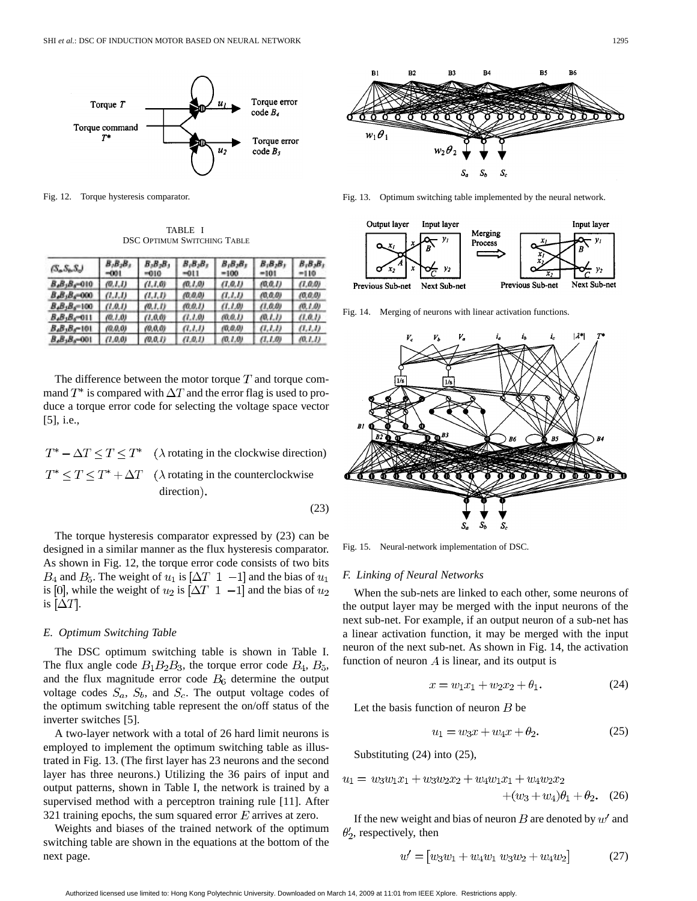Fig. 12. Torque hysteresis comparator.

TABLE I
DSC OPTIMUM SWITCHING TABLE

| $(S_a,S_b,S_c)$ | $B_1B_2B_3$ =001 | $B_1B_2B_3$ =010 | $B_1B_2B_3$ =011 | $B_1B_2B_3$ =100 | $B_1B_2B_3$ =101 | $B_1B_2B_3$ =110 |
|---|---|---|---|---|---|---|
| $B_4B_5B_6$=010 | (0,1,1) | (1,1,0) | (0,1,0) | (1,0,1) | (0,0,1) | (1,0,0) |
| $B_4B_5B_6$=000 | (1,1,1) | (1,1,1) | (0,0,0) | (1,1,1) | (0,0,0) | (0,0,0) |
| $B_4B_5B_6$=100 | (1,0,1) | (0,1,1) | (0,0,1) | (1,1,0) | (1,0,0) | (0,1,0) |
| $B_4B_5B_6$=011 | (0,1,0) | (1,0,0) | (1,1,0) | (0,0,1) | (0,1,1) | (1,0,1) |
| $B_4B_5B_6$=101 | (0,0,0) | (0,0,0) | (1,1,1) | (0,0,0) | (1,1,1) | (1,1,1) |
| $B_4B_5B_6$=001 | (1,0,0) | (0,0,1) | (1,0,1) | (0,1,0) | (1,1,0) | (0,1,1) |

The difference between the motor torque $T$ and torque command $T^*$ is compared with $\Delta T$ and the error flag is used to produce a torque error code for selecting the voltage space vector [5], i.e.,

$$T^* - \Delta T \leq T \leq T^* \quad (\lambda \text{ rotating in the clockwise direction})$$
$$T^* \leq T \leq T^* + \Delta T \quad (\lambda \text{ rotating in the counterclockwise direction}). \tag{23}$$

The torque hysteresis comparator expressed by (23) can be designed in a similar manner as the flux hysteresis comparator. As shown in Fig. 12, the torque error code consists of two bits $B_4$ and $B_5$. The weight of $u_1$ is $[\Delta T \;\; 1 \;\; -1]$ and the bias of $u_1$ is $[0]$, while the weight of $u_2$ is $[\Delta T \;\; 1 \;\; -1]$ and the bias of $u_2$ is $[\Delta T]$.

### E. Optimum Switching Table

The DSC optimum switching table is shown in Table I. The flux angle code $B_1B_2B_3$, the torque error code $B_4$, $B_5$, and the flux magnitude error code $B_6$ determine the output voltage codes $S_a$, $S_b$, and $S_c$. The output voltage codes of the optimum switching table represent the on/off status of the inverter switches [5].

A two-layer network with a total of 26 hard limit neurons is employed to implement the optimum switching table as illustrated in Fig. 13. (The first layer has 23 neurons and the second layer has three neurons.) Utilizing the 36 pairs of input and output patterns, shown in Table I, the network is trained by a supervised method with a perceptron training rule [11]. After 321 training epochs, the sum squared error $E$ arrives at zero.

Weights and biases of the trained network of the optimum switching table are shown in the equations at the bottom of the next page.

Fig. 13. Optimum switching table implemented by the neural network.

Fig. 14. Merging of neurons with linear activation functions.

Fig. 15. Neural-network implementation of DSC.

### F. Linking of Neural Networks

When the sub-nets are linked to each other, some neurons of the output layer may be merged with the input neurons of the next sub-net. For example, if an output neuron of a sub-net has a linear activation function, it may be merged with the input neuron of the next sub-net. As shown in Fig. 14, the activation function of neuron $A$ is linear, and its output is

$$x = w_1x_1 + w_2x_2 + \theta_1. \tag{24}$$

Let the basis function of neuron $B$ be

$$u_1 = w_3x + w_4x + \theta_2. \tag{25}$$

Substituting (24) into (25),

$$u_1 = w_3w_1x_1 + w_3w_2x_2 + w_4w_1x_1 + w_4w_2x_2 + (w_3 + w_4)\theta_1 + \theta_2. \tag{26}$$

If the new weight and bias of neuron $B$ are denoted by $w'$ and $\theta_2'$, respectively, then

$$w' = [w_3w_1 + w_4w_1 \;\; w_3w_2 + w_4w_2] \tag{27}$$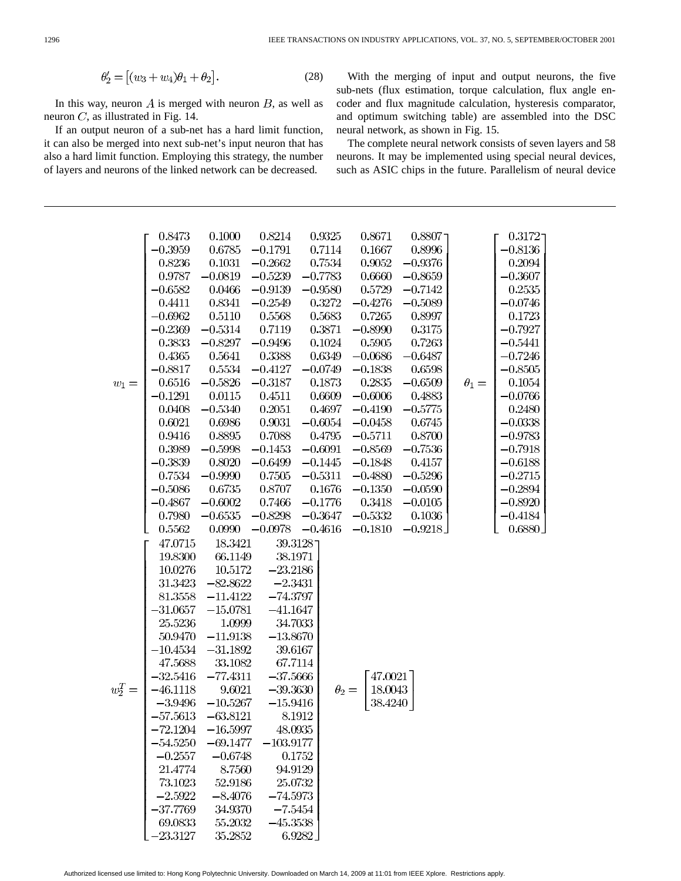$$\theta_2' = \left[(w_3 + w_4)\theta_1 + \theta_2\right]. \tag{28}$$

In this way, neuron $A$ is merged with neuron $B$, as well as neuron $C$, as illustrated in Fig. 14.

If an output neuron of a sub-net has a hard limit function, it can also be merged into next sub-net's input neuron that has also a hard limit function. Employing this strategy, the number of layers and neurons of the linked network can be decreased.

With the merging of input and output neurons, the five sub-nets (flux estimation, torque calculation, flux angle encoder and flux magnitude calculation, hysteresis comparator, and optimum switching table) are assembled into the DSC neural network, as shown in Fig. 15.

The complete neural network consists of seven layers and 58 neurons. It may be implemented using special neural devices, such as ASIC chips in the future. Parallelism of neural device

$$w_1 = \begin{bmatrix}
0.8473 & 0.1000 & 0.8214 & 0.9325 & 0.8671 & 0.8807 \\
-0.3959 & 0.6785 & -0.1791 & 0.7114 & 0.1667 & 0.8996 \\
0.8236 & 0.1031 & -0.2662 & 0.7534 & 0.9052 & -0.9376 \\
0.9787 & -0.0819 & -0.5239 & -0.7783 & 0.6660 & -0.8659 \\
-0.6582 & 0.0466 & -0.9139 & -0.9580 & 0.5729 & -0.7142 \\
0.4411 & 0.8341 & -0.2549 & 0.3272 & -0.4276 & -0.5089 \\
-0.6962 & 0.5110 & 0.5568 & 0.5683 & 0.7265 & 0.8997 \\
-0.2369 & -0.5314 & 0.7119 & 0.3871 & -0.8990 & 0.3175 \\
0.3833 & -0.8297 & -0.9496 & 0.1024 & 0.5905 & 0.7263 \\
0.4365 & 0.5641 & 0.3388 & 0.6349 & -0.0686 & -0.6487 \\
-0.8817 & 0.5534 & -0.4127 & -0.0749 & -0.1838 & 0.6598 \\
0.6516 & -0.5826 & -0.3187 & 0.1873 & 0.2835 & -0.6509 \\
-0.1291 & 0.0115 & 0.4511 & 0.6609 & -0.6006 & 0.4883 \\
0.0408 & -0.5340 & 0.2051 & 0.4697 & -0.4190 & -0.5775 \\
0.6021 & 0.6986 & 0.9031 & -0.6054 & -0.0458 & 0.6745 \\
0.9416 & 0.8895 & 0.7088 & 0.4795 & -0.5711 & 0.8700 \\
0.3989 & -0.5998 & -0.1453 & -0.6091 & -0.8569 & -0.7536 \\
-0.3839 & 0.8020 & -0.6499 & -0.1445 & -0.1848 & 0.4157 \\
0.7534 & -0.9990 & 0.7505 & -0.5311 & -0.4880 & -0.5296 \\
-0.5086 & 0.6735 & 0.8707 & 0.1676 & -0.1350 & -0.0590 \\
-0.4867 & -0.6002 & 0.7466 & -0.1776 & 0.3418 & -0.0105 \\
0.7980 & -0.6535 & -0.8298 & -0.3647 & -0.5332 & 0.1036 \\
0.5562 & 0.0990 & -0.0978 & -0.4616 & -0.1810 & -0.9218
\end{bmatrix} \quad
\theta_1 = \begin{bmatrix}
0.3172 \\ -0.8136 \\ 0.2094 \\ -0.3607 \\ 0.2535 \\ -0.0746 \\ 0.1723 \\ -0.7927 \\ -0.5441 \\ -0.7246 \\ -0.8505 \\ 0.1054 \\ -0.0766 \\ 0.2480 \\ -0.0338 \\ -0.9783 \\ -0.7918 \\ -0.6188 \\ -0.2715 \\ -0.2894 \\ -0.8920 \\ -0.4184 \\ 0.6880
\end{bmatrix}$$

$$w_2^T = \begin{bmatrix}
47.0715 & 18.3421 & 39.3128 \\
19.8300 & 66.1149 & 38.1971 \\
10.0276 & 10.5172 & -23.2186 \\
31.3423 & -82.8622 & -2.3431 \\
81.3558 & -11.4122 & -74.3797 \\
-31.0657 & -15.0781 & -41.1647 \\
25.5236 & 1.0999 & 34.7033 \\
50.9470 & -11.9138 & -13.8670 \\
-10.4534 & -31.1892 & 39.6167 \\
47.5688 & 33.1082 & 67.7114 \\
-32.5416 & -77.4311 & -37.5666 \\
-46.1118 & 9.6021 & -39.3630 \\
-3.9496 & -10.5267 & -15.9416 \\
-57.5613 & -63.8121 & 8.1912 \\
-72.1204 & -16.5997 & 48.0935 \\
-54.5250 & -69.1477 & -103.9177 \\
-0.2557 & -0.6748 & 0.1752 \\
21.4774 & 8.7560 & 94.9129 \\
73.1023 & 52.9186 & 25.0732 \\
-2.5922 & -8.4076 & -74.5973 \\
-37.7769 & 34.9370 & -7.5454 \\
69.0833 & 55.2032 & -45.3538 \\
-23.3127 & 35.2852 & 6.9282
\end{bmatrix} \quad
\theta_2 = \begin{bmatrix}
47.0021 \\ 18.0043 \\ 38.4240
\end{bmatrix}$$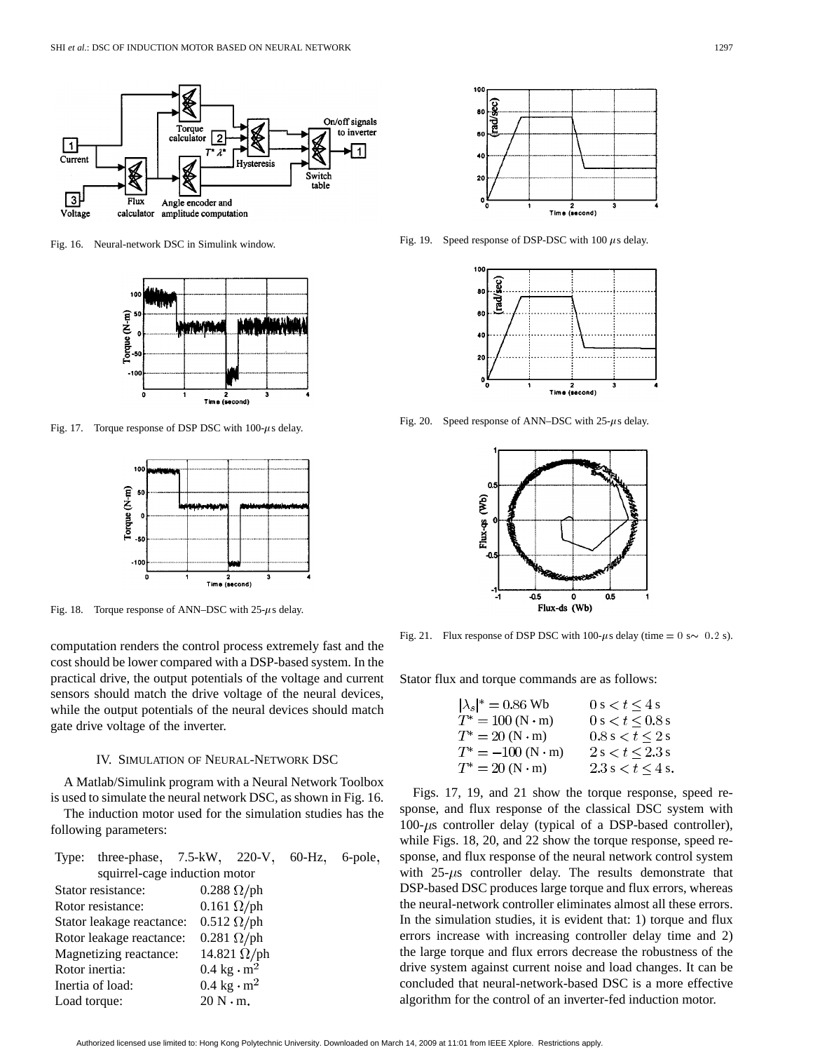Fig. 16. Neural-network DSC in Simulink window.

Fig. 17. Torque response of DSP DSC with 100-$\mu$s delay.

Fig. 18. Torque response of ANN–DSC with 25-$\mu$s delay.

computation renders the control process extremely fast and the cost should be lower compared with a DSP-based system. In the practical drive, the output potentials of the voltage and current sensors should match the drive voltage of the neural devices, while the output potentials of the neural devices should match gate drive voltage of the inverter.

## IV. Simulation of Neural-Network DSC

A Matlab/Simulink program with a Neural Network Toolbox is used to simulate the neural network DSC, as shown in Fig. 16.

The induction motor used for the simulation studies has the following parameters:

| | |
|---|---|
| Type: | three-phase, 7.5-kW, 220-V, 60-Hz, 6-pole, squirrel-cage induction motor |
| Stator resistance: | 0.288 $\Omega$/ph |
| Rotor resistance: | 0.161 $\Omega$/ph |
| Stator leakage reactance: | 0.512 $\Omega$/ph |
| Rotor leakage reactance: | 0.281 $\Omega$/ph |
| Magnetizing reactance: | 14.821 $\Omega$/ph |
| Rotor inertia: | 0.4 $\text{kg} \cdot \text{m}^2$ |
| Inertia of load: | 0.4 $\text{kg} \cdot \text{m}^2$ |
| Load torque: | 20 $\text{N} \cdot \text{m}$. |

Fig. 19. Speed response of DSP-DSC with 100 $\mu$s delay.

Fig. 20. Speed response of ANN–DSC with 25-$\mu$s delay.

Fig. 21. Flux response of DSP DSC with 100-$\mu$s delay (time $= 0$ s$\sim$ $0.2$ s).

Stator flux and torque commands are as follows:

$$
\begin{array}{ll}
|\lambda_s|^* = 0.86 \text{ Wb} & 0 \text{ s} < t \leq 4 \text{ s} \\
T^* = 100 \text{ (N} \cdot \text{m)} & 0 \text{ s} < t \leq 0.8 \text{ s} \\
T^* = 20 \text{ (N} \cdot \text{m)} & 0.8 \text{ s} < t \leq 2 \text{ s} \\
T^* = -100 \text{ (N} \cdot \text{m)} & 2 \text{ s} < t \leq 2.3 \text{ s} \\
T^* = 20 \text{ (N} \cdot \text{m)} & 2.3 \text{ s} < t \leq 4 \text{ s}.
\end{array}
$$

Figs. 17, 19, and 21 show the torque response, speed response, and flux response of the classical DSC system with 100-$\mu$s controller delay (typical of a DSP-based controller), while Figs. 18, 20, and 22 show the torque response, speed response, and flux response of the neural network control system with 25-$\mu$s controller delay. The results demonstrate that DSP-based DSC produces large torque and flux errors, whereas the neural-network controller eliminates almost all these errors. In the simulation studies, it is evident that: 1) torque and flux errors increase with increasing controller delay time and 2) the large torque and flux errors decrease the robustness of the drive system against current noise and load changes. It can be concluded that neural-network-based DSC is a more effective algorithm for the control of an inverter-fed induction motor.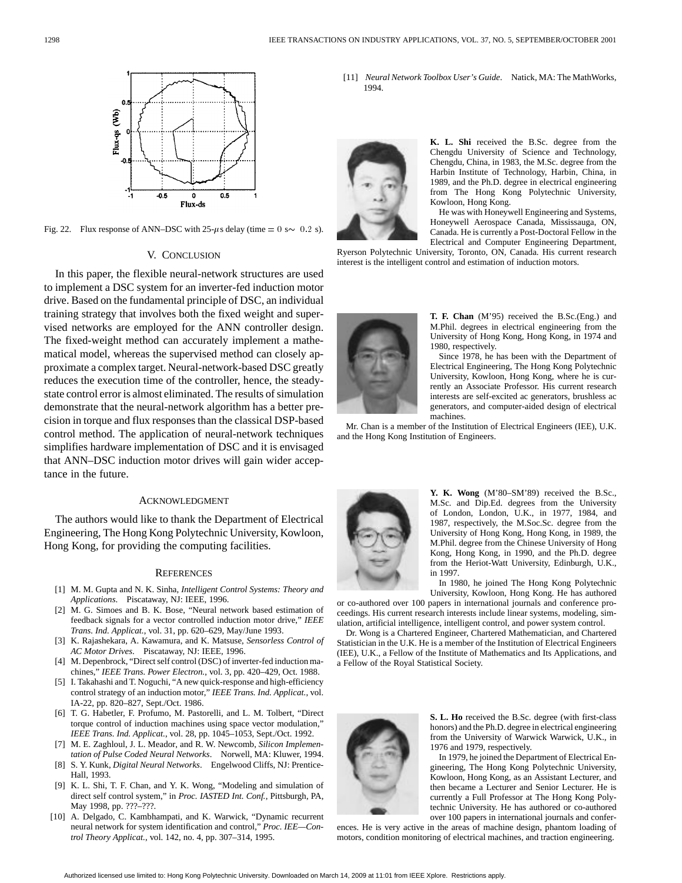1
0.5
0
-0.5
-1
-1 -0.5 0 0.5 1
Flux-qs (Wb)
Flux-ds

Fig. 22. Flux response of ANN–DSC with 25-$\mu$s delay (time = 0 s$\sim$ 0.2 s).

## V. CONCLUSION

In this paper, the flexible neural-network structures are used to implement a DSC system for an inverter-fed induction motor drive. Based on the fundamental principle of DSC, an individual training strategy that involves both the fixed weight and supervised networks are employed for the ANN controller design. The fixed-weight method can accurately implement a mathematical model, whereas the supervised method can closely approximate a complex target. Neural-network-based DSC greatly reduces the execution time of the controller, hence, the steady-state control error is almost eliminated. The results of simulation demonstrate that the neural-network algorithm has a better precision in torque and flux responses than the classical DSP-based control method. The application of neural-network techniques simplifies hardware implementation of DSC and it is envisaged that ANN–DSC induction motor drives will gain wider acceptance in the future.

## ACKNOWLEDGMENT

The authors would like to thank the Department of Electrical Engineering, The Hong Kong Polytechnic University, Kowloon, Hong Kong, for providing the computing facilities.

## REFERENCES

[1] M. M. Gupta and N. K. Sinha, *Intelligent Control Systems: Theory and Applications*. Piscataway, NJ: IEEE, 1996.

[2] M. G. Simoes and B. K. Bose, "Neural network based estimation of feedback signals for a vector controlled induction motor drive," *IEEE Trans. Ind. Applicat.*, vol. 31, pp. 620–629, May/June 1993.

[3] K. Rajashekara, A. Kawamura, and K. Matsuse, *Sensorless Control of AC Motor Drives*. Piscataway, NJ: IEEE, 1996.

[4] M. Depenbrock, "Direct self control (DSC) of inverter-fed induction machines," *IEEE Trans. Power Electron.*, vol. 3, pp. 420–429, Oct. 1988.

[5] I. Takahashi and T. Noguchi, "A new quick-response and high-efficiency control strategy of an induction motor," *IEEE Trans. Ind. Applicat.*, vol. IA-22, pp. 820–827, Sept./Oct. 1986.

[6] T. G. Habetler, F. Profumo, M. Pastorelli, and L. M. Tolbert, "Direct torque control of induction machines using space vector modulation," *IEEE Trans. Ind. Applicat.*, vol. 28, pp. 1045–1053, Sept./Oct. 1992.

[7] M. E. Zaghloul, J. L. Meador, and R. W. Newcomb, *Silicon Implementation of Pulse Coded Neural Networks*. Norwell, MA: Kluwer, 1994.

[8] S. Y. Kunk, *Digital Neural Networks*. Engelwood Cliffs, NJ: Prentice-Hall, 1993.

[9] K. L. Shi, T. F. Chan, and Y. K. Wong, "Modeling and simulation of direct self control system," in *Proc. IASTED Int. Conf.*, Pittsburgh, PA, May 1998, pp. ???–???.

[10] A. Delgado, C. Kambhampati, and K. Warwick, "Dynamic recurrent neural network for system identification and control," *Proc. IEE—Control Theory Applicat.*, vol. 142, no. 4, pp. 307–314, 1995.

[11] *Neural Network Toolbox User's Guide*. Natick, MA: The MathWorks, 1994.

**K. L. Shi** received the B.Sc. degree from the Chengdu University of Science and Technology, Chengdu, China, in 1983, the M.Sc. degree from the Harbin Institute of Technology, Harbin, China, in 1989, and the Ph.D. degree in electrical engineering from The Hong Kong Polytechnic University, Kowloon, Hong Kong.

He was with Honeywell Engineering and Systems, Honeywell Aerospace Canada, Mississauga, ON, Canada. He is currently a Post-Doctoral Fellow in the Electrical and Computer Engineering Department, Ryerson Polytechnic University, Toronto, ON, Canada. His current research interest is the intelligent control and estimation of induction motors.

**T. F. Chan** (M'95) received the B.Sc.(Eng.) and M.Phil. degrees in electrical engineering from the University of Hong Kong, Hong Kong, in 1974 and 1980, respectively.

Since 1978, he has been with the Department of Electrical Engineering, The Hong Kong Polytechnic University, Kowloon, Hong Kong, where he is currently an Associate Professor. His current research interests are self-excited ac generators, brushless ac generators, and computer-aided design of electrical machines.

Mr. Chan is a member of the Institution of Electrical Engineers (IEE), U.K. and the Hong Kong Institution of Engineers.

**Y. K. Wong** (M'80–SM'89) received the B.Sc., M.Sc. and Dip.Ed. degrees from the University of London, London, U.K., in 1977, 1984, and 1987, respectively, the M.Soc.Sc. degree from the University of Hong Kong, Hong Kong, in 1989, the M.Phil. degree from the Chinese University of Hong Kong, Hong Kong, in 1990, and the Ph.D. degree from the Heriot-Watt University, Edinburgh, U.K., in 1997.

In 1980, he joined The Hong Kong Polytechnic University, Kowloon, Hong Kong. He has authored or co-authored over 100 papers in international journals and conference proceedings. His current research interests include linear systems, modeling, simulation, artificial intelligence, intelligent control, and power system control.

Dr. Wong is a Chartered Engineer, Chartered Mathematician, and Chartered Statistician in the U.K. He is a member of the Institution of Electrical Engineers (IEE), U.K., a Fellow of the Institute of Mathematics and Its Applications, and a Fellow of the Royal Statistical Society.

**S. L. Ho** received the B.Sc. degree (with first-class honors) and the Ph.D. degree in electrical engineering from the University of Warwick Warwick, U.K., in 1976 and 1979, respectively.

In 1979, he joined the Department of Electrical Engineering, The Hong Kong Polytechnic University, Kowloon, Hong Kong, as an Assistant Lecturer, and then became a Lecturer and Senior Lecturer. He is currently a Full Professor at The Hong Kong Polytechnic University. He has authored or co-authored over 100 papers in international journals and conferences. He is very active in the areas of machine design, phantom loading of motors, condition monitoring of electrical machines, and traction engineering.